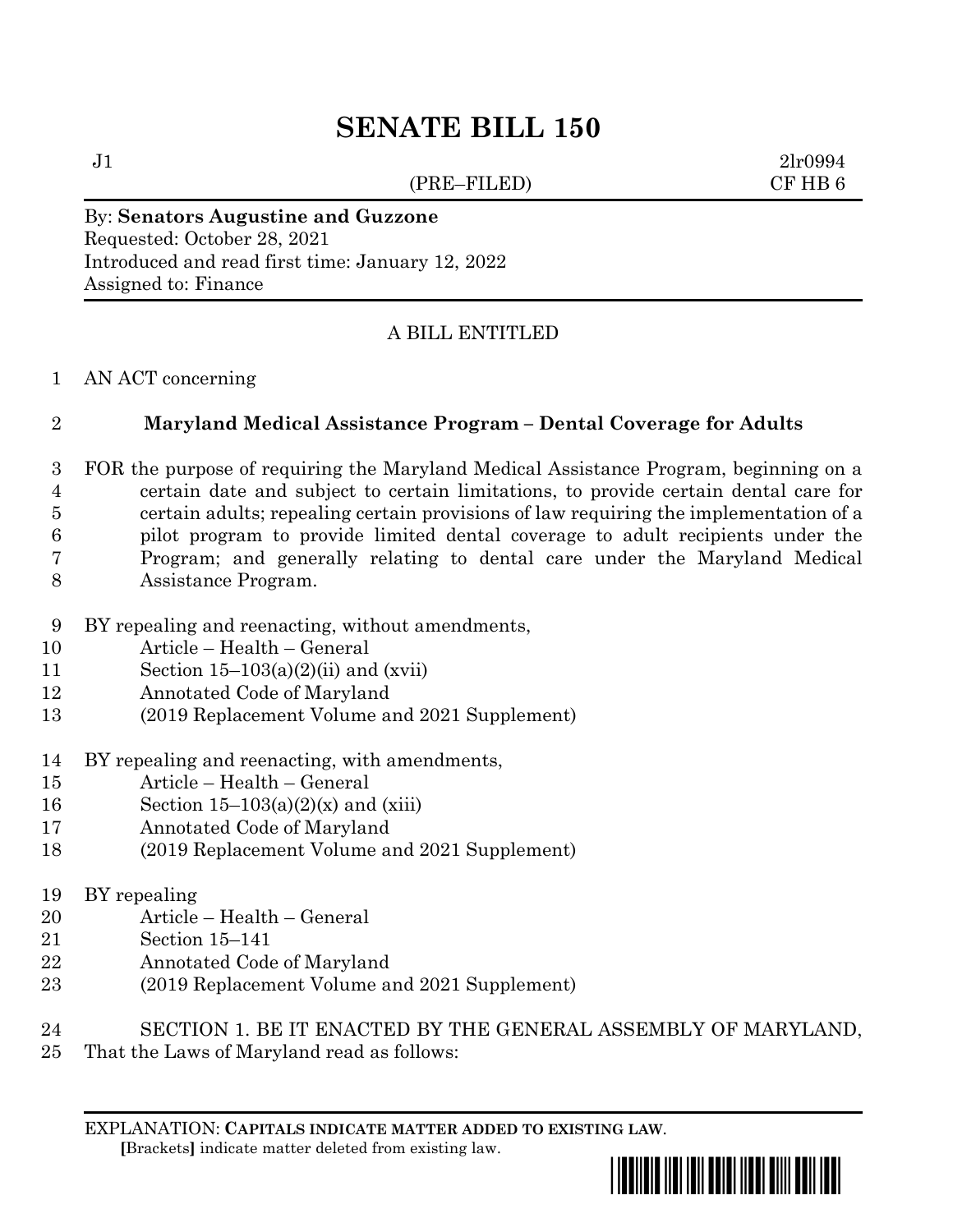# SENATE BILL 150

J1 (PRE–FILED) 2lr0994
CF HB 6

By: **Senators Augustine and Guzzone**
Requested: October 28, 2021
Introduced and read first time: January 12, 2022
Assigned to: Finance

A BILL ENTITLED

1 AN ACT concerning

2 **Maryland Medical Assistance Program – Dental Coverage for Adults**

3 FOR the purpose of requiring the Maryland Medical Assistance Program, beginning on a
4 certain date and subject to certain limitations, to provide certain dental care for
5 certain adults; repealing certain provisions of law requiring the implementation of a
6 pilot program to provide limited dental coverage to adult recipients under the
7 Program; and generally relating to dental care under the Maryland Medical
8 Assistance Program.

9 BY repealing and reenacting, without amendments,
10 Article – Health – General
11 Section 15–103(a)(2)(ii) and (xvii)
12 Annotated Code of Maryland
13 (2019 Replacement Volume and 2021 Supplement)

14 BY repealing and reenacting, with amendments,
15 Article – Health – General
16 Section 15–103(a)(2)(x) and (xiii)
17 Annotated Code of Maryland
18 (2019 Replacement Volume and 2021 Supplement)

19 BY repealing
20 Article – Health – General
21 Section 15–141
22 Annotated Code of Maryland
23 (2019 Replacement Volume and 2021 Supplement)

24 SECTION 1. BE IT ENACTED BY THE GENERAL ASSEMBLY OF MARYLAND,
25 That the Laws of Maryland read as follows:

EXPLANATION: **CAPITALS INDICATE MATTER ADDED TO EXISTING LAW.**
[Brackets] indicate matter deleted from existing law.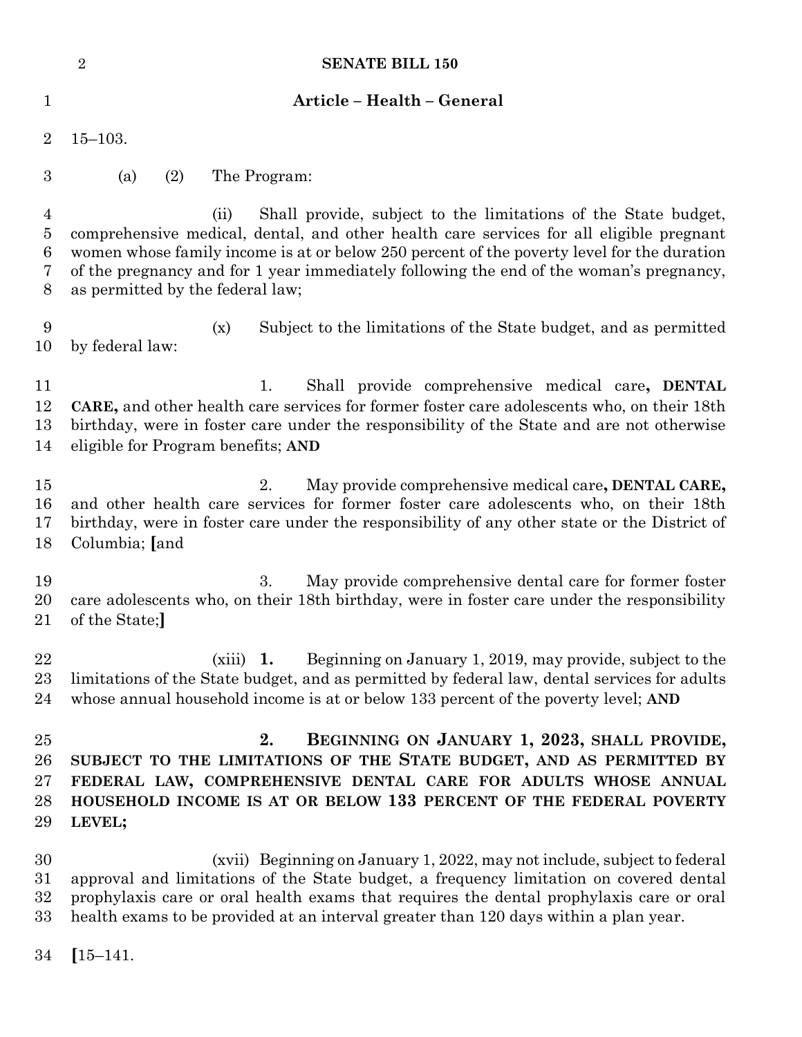## Article – Health – General

15–103.

(a) (2) The Program:

(ii) Shall provide, subject to the limitations of the State budget, comprehensive medical, dental, and other health care services for all eligible pregnant women whose family income is at or below 250 percent of the poverty level for the duration of the pregnancy and for 1 year immediately following the end of the woman's pregnancy, as permitted by the federal law;

(x) Subject to the limitations of the State budget, and as permitted by federal law:

1. Shall provide comprehensive medical care**, DENTAL CARE,** and other health care services for former foster care adolescents who, on their 18th birthday, were in foster care under the responsibility of the State and are not otherwise eligible for Program benefits; **AND**

2. May provide comprehensive medical care**, DENTAL CARE,** and other health care services for former foster care adolescents who, on their 18th birthday, were in foster care under the responsibility of any other state or the District of Columbia; **[**and

3. May provide comprehensive dental care for former foster care adolescents who, on their 18th birthday, were in foster care under the responsibility of the State;**]**

(xiii) **1.** Beginning on January 1, 2019, may provide, subject to the limitations of the State budget, and as permitted by federal law, dental services for adults whose annual household income is at or below 133 percent of the poverty level; **AND**

**2. BEGINNING ON JANUARY 1, 2023, SHALL PROVIDE, SUBJECT TO THE LIMITATIONS OF THE STATE BUDGET, AND AS PERMITTED BY FEDERAL LAW, COMPREHENSIVE DENTAL CARE FOR ADULTS WHOSE ANNUAL HOUSEHOLD INCOME IS AT OR BELOW 133 PERCENT OF THE FEDERAL POVERTY LEVEL;**

(xvii) Beginning on January 1, 2022, may not include, subject to federal approval and limitations of the State budget, a frequency limitation on covered dental prophylaxis care or oral health exams that requires the dental prophylaxis care or oral health exams to be provided at an interval greater than 120 days within a plan year.

**[**15–141.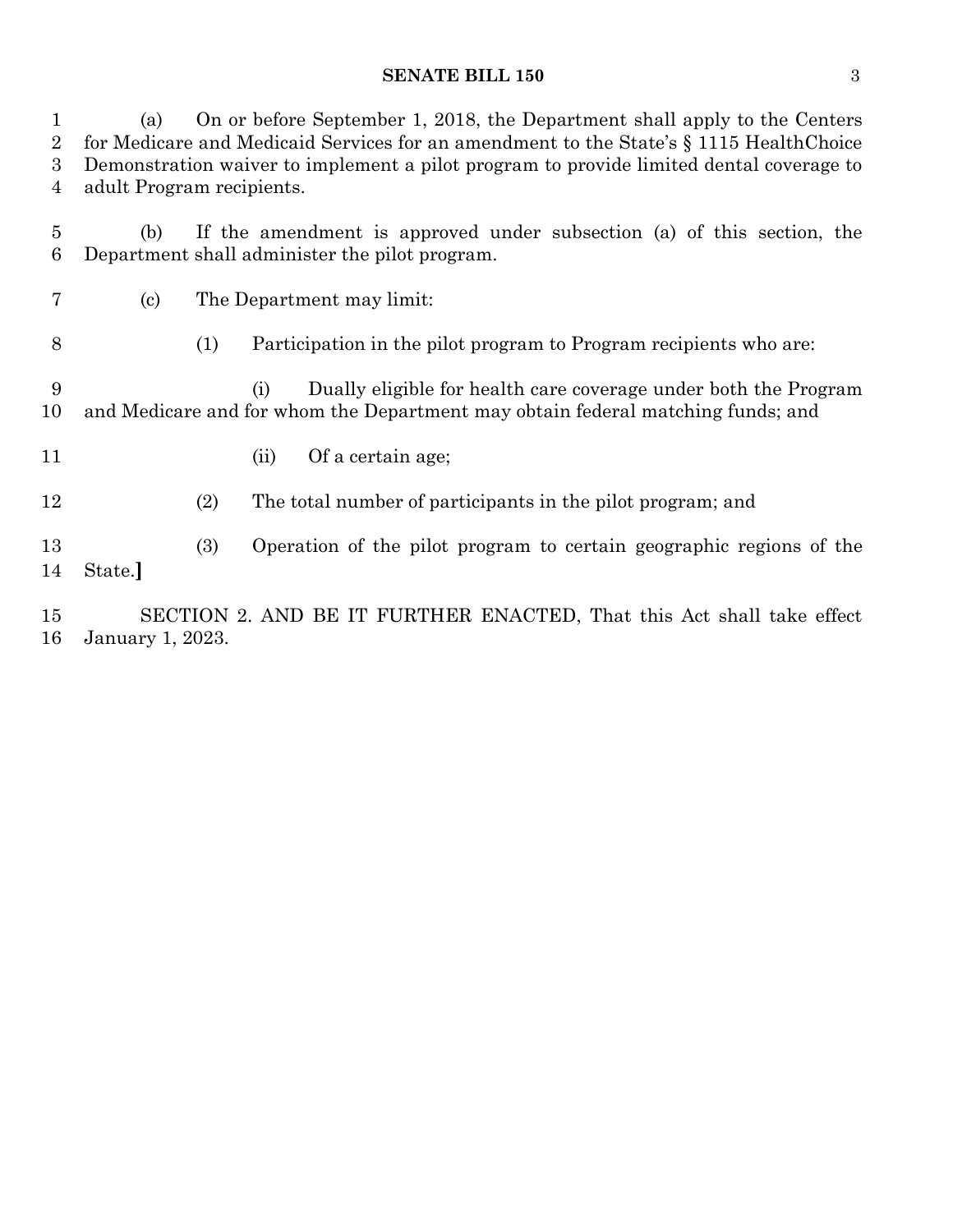(a) On or before September 1, 2018, the Department shall apply to the Centers for Medicare and Medicaid Services for an amendment to the State's § 1115 HealthChoice Demonstration waiver to implement a pilot program to provide limited dental coverage to adult Program recipients.

(b) If the amendment is approved under subsection (a) of this section, the Department shall administer the pilot program.

(c) The Department may limit:

(1) Participation in the pilot program to Program recipients who are:

(i) Dually eligible for health care coverage under both the Program and Medicare and for whom the Department may obtain federal matching funds; and

(ii) Of a certain age;

(2) The total number of participants in the pilot program; and

(3) Operation of the pilot program to certain geographic regions of the State.]

SECTION 2. AND BE IT FURTHER ENACTED, That this Act shall take effect January 1, 2023.